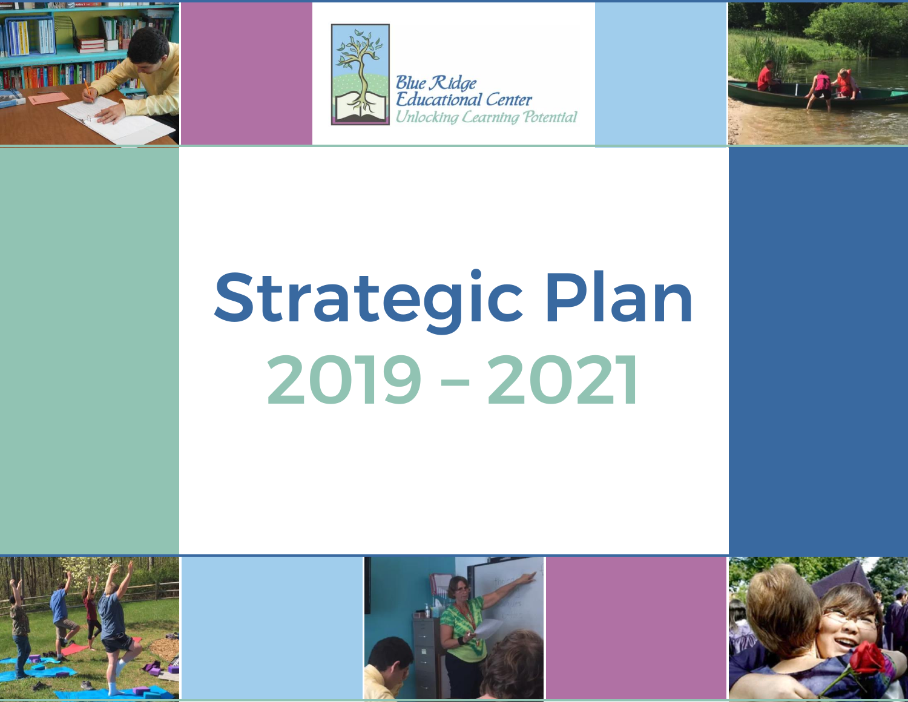Blue Ridge Educational Center

*Unlocking Learning Potential*

# Strategic Plan

## 2019 – 2021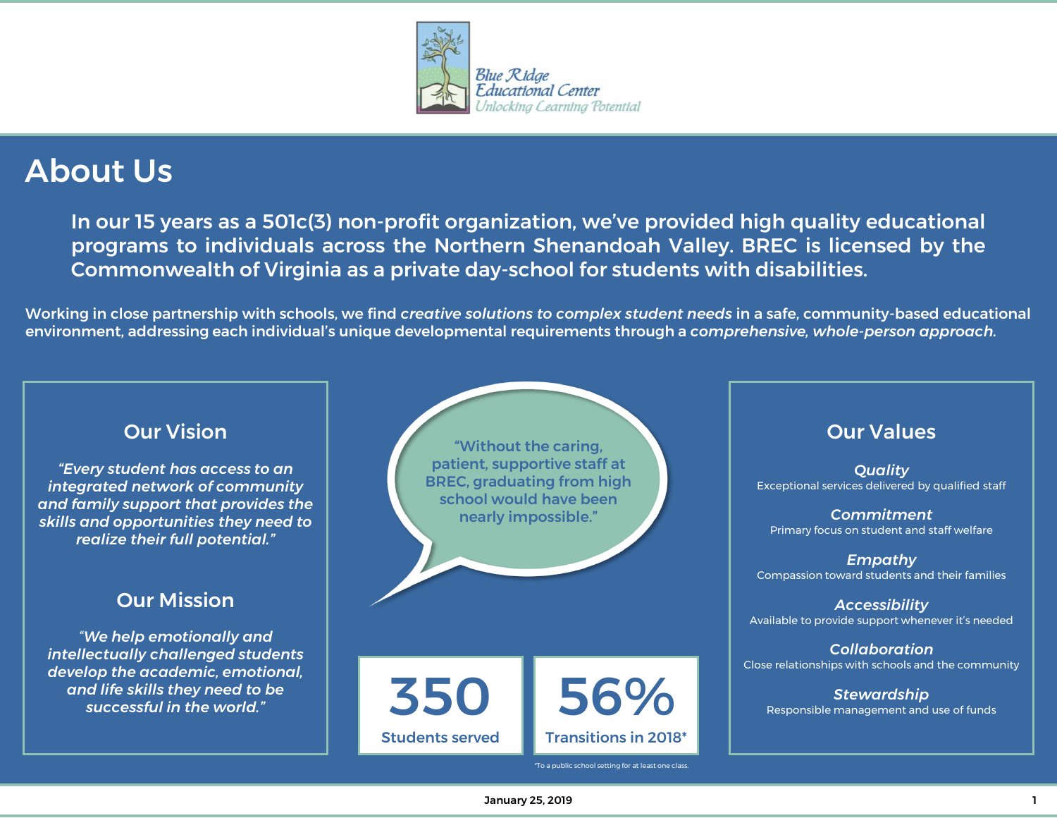Blue Ridge Educational Center
Unlocking Learning Potential

# About Us

**In our 15 years as a 501c(3) non-profit organization, we've provided high quality educational programs to individuals across the Northern Shenandoah Valley. BREC is licensed by the Commonwealth of Virginia as a private day-school for students with disabilities.**

Working in close partnership with schools, we find *creative solutions to complex student needs* in a safe, community-based educational environment, addressing each individual's unique developmental requirements through a *comprehensive, whole-person approach.*

## Our Vision

*"Every student has access to an integrated network of community and family support that provides the skills and opportunities they need to realize their full potential."*

## Our Mission

*"We help emotionally and intellectually challenged students develop the academic, emotional, and life skills they need to be successful in the world."*

"Without the caring, patient, supportive staff at BREC, graduating from high school would have been nearly impossible."

**350**
Students served

**56%**
Transitions in 2018*

*To a public school setting for at least one class.

## Our Values

***Quality***
Exceptional services delivered by qualified staff

***Commitment***
Primary focus on student and staff welfare

***Empathy***
Compassion toward students and their families

***Accessibility***
Available to provide support whenever it's needed

***Collaboration***
Close relationships with schools and the community

***Stewardship***
Responsible management and use of funds

January 25, 2019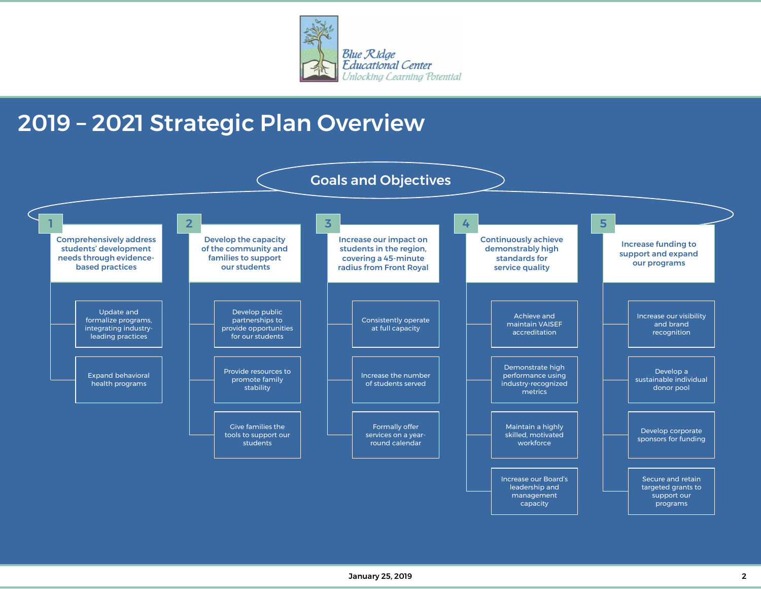# 2019 – 2021 Strategic Plan Overview

## Goals and Objectives

### 1. Comprehensively address students' development needs through evidence-based practices

- Update and formalize programs, integrating industry-leading practices
- Expand behavioral health programs

### 2. Develop the capacity of the community and families to support our students

- Develop public partnerships to provide opportunities for our students
- Provide resources to promote family stability
- Give families the tools to support our students

### 3. Increase our impact on students in the region, covering a 45-minute radius from Front Royal

- Consistently operate at full capacity
- Increase the number of students served
- Formally offer services on a year-round calendar

### 4. Continuously achieve demonstrably high standards for service quality

- Achieve and maintain VAISEF accreditation
- Demonstrate high performance using industry-recognized metrics
- Maintain a highly skilled, motivated workforce
- Increase our Board's leadership and management capacity

### 5. Increase funding to support and expand our programs

- Increase our visibility and brand recognition
- Develop a sustainable individual donor pool
- Develop corporate sponsors for funding
- Secure and retain targeted grants to support our programs

January 25, 2019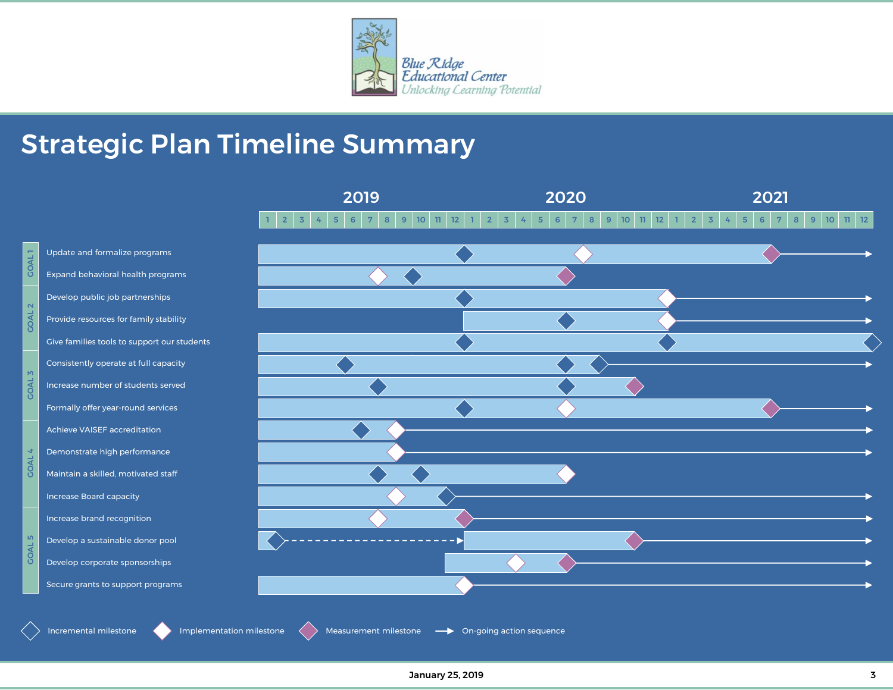Blue Ridge Educational Center

Unlocking Learning Potential

# Strategic Plan Timeline Summary

2019 | 2020 | 2021

| Goal | Objective |
| --- | --- |
| GOAL 1 | Update and formalize programs |
| | Expand behavioral health programs |
| GOAL 2 | Develop public job partnerships |
| | Provide resources for family stability |
| | Give families tools to support our students |
| GOAL 3 | Consistently operate at full capacity |
| | Increase number of students served |
| | Formally offer year-round services |
| GOAL 4 | Achieve VAISEF accreditation |
| | Demonstrate high performance |
| | Maintain a skilled, motivated staff |
| | Increase Board capacity |
| GOAL 5 | Increase brand recognition |
| | Develop a sustainable donor pool |
| | Develop corporate sponsorships |
| | Secure grants to support programs |

Incremental milestone | Implementation milestone | Measurement milestone | On-going action sequence

January 25, 2019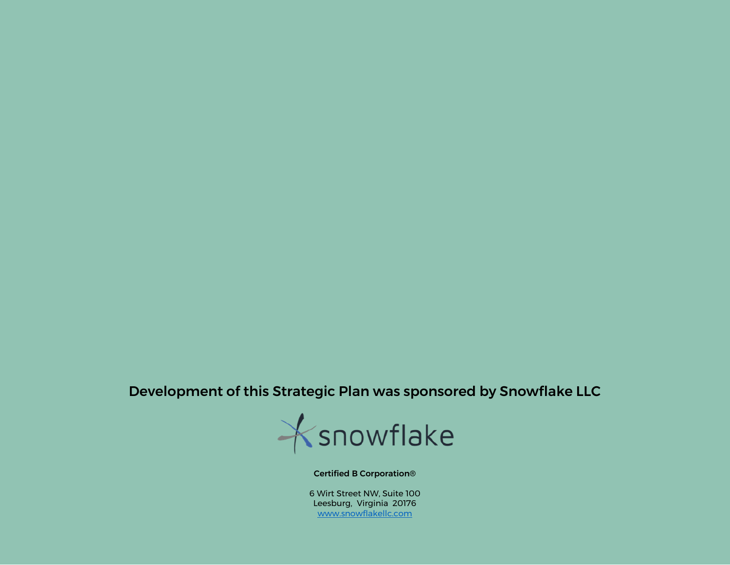**Development of this Strategic Plan was sponsored by Snowflake LLC**

snowflake

**Certified B Corporation®**

6 Wirt Street NW, Suite 100
Leesburg, Virginia 20176
[www.snowflakellc.com](http://www.snowflakellc.com)